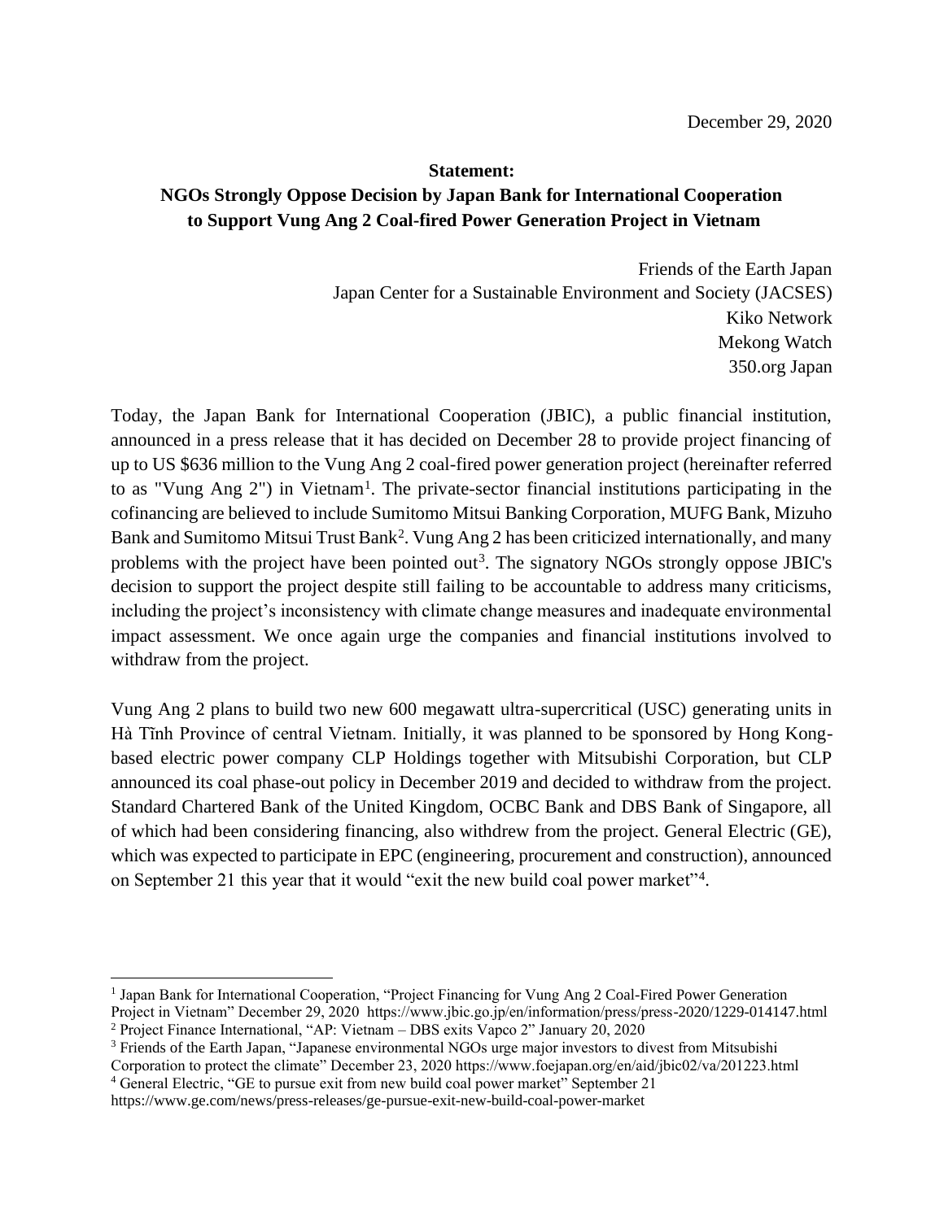December 29, 2020

**Statement:**
**NGOs Strongly Oppose Decision by Japan Bank for International Cooperation to Support Vung Ang 2 Coal-fired Power Generation Project in Vietnam**

Friends of the Earth Japan
Japan Center for a Sustainable Environment and Society (JACSES)
Kiko Network
Mekong Watch
350.org Japan

Today, the Japan Bank for International Cooperation (JBIC), a public financial institution, announced in a press release that it has decided on December 28 to provide project financing of up to US $636 million to the Vung Ang 2 coal-fired power generation project (hereinafter referred to as "Vung Ang 2") in Vietnam[1]. The private-sector financial institutions participating in the cofinancing are believed to include Sumitomo Mitsui Banking Corporation, MUFG Bank, Mizuho Bank and Sumitomo Mitsui Trust Bank[2]. Vung Ang 2 has been criticized internationally, and many problems with the project have been pointed out[3]. The signatory NGOs strongly oppose JBIC's decision to support the project despite still failing to be accountable to address many criticisms, including the project's inconsistency with climate change measures and inadequate environmental impact assessment. We once again urge the companies and financial institutions involved to withdraw from the project.

Vung Ang 2 plans to build two new 600 megawatt ultra-supercritical (USC) generating units in Hà Tĩnh Province of central Vietnam. Initially, it was planned to be sponsored by Hong Kong-based electric power company CLP Holdings together with Mitsubishi Corporation, but CLP announced its coal phase-out policy in December 2019 and decided to withdraw from the project. Standard Chartered Bank of the United Kingdom, OCBC Bank and DBS Bank of Singapore, all of which had been considering financing, also withdrew from the project. General Electric (GE), which was expected to participate in EPC (engineering, procurement and construction), announced on September 21 this year that it would "exit the new build coal power market"[4].

---

[1] Japan Bank for International Cooperation, "Project Financing for Vung Ang 2 Coal-Fired Power Generation Project in Vietnam" December 29, 2020 https://www.jbic.go.jp/en/information/press/press-2020/1229-014147.html

[2] Project Finance International, "AP: Vietnam – DBS exits Vapco 2" January 20, 2020

[3] Friends of the Earth Japan, "Japanese environmental NGOs urge major investors to divest from Mitsubishi Corporation to protect the climate" December 23, 2020 https://www.foejapan.org/en/aid/jbic02/va/201223.html

[4] General Electric, "GE to pursue exit from new build coal power market" September 21 https://www.ge.com/news/press-releases/ge-pursue-exit-new-build-coal-power-market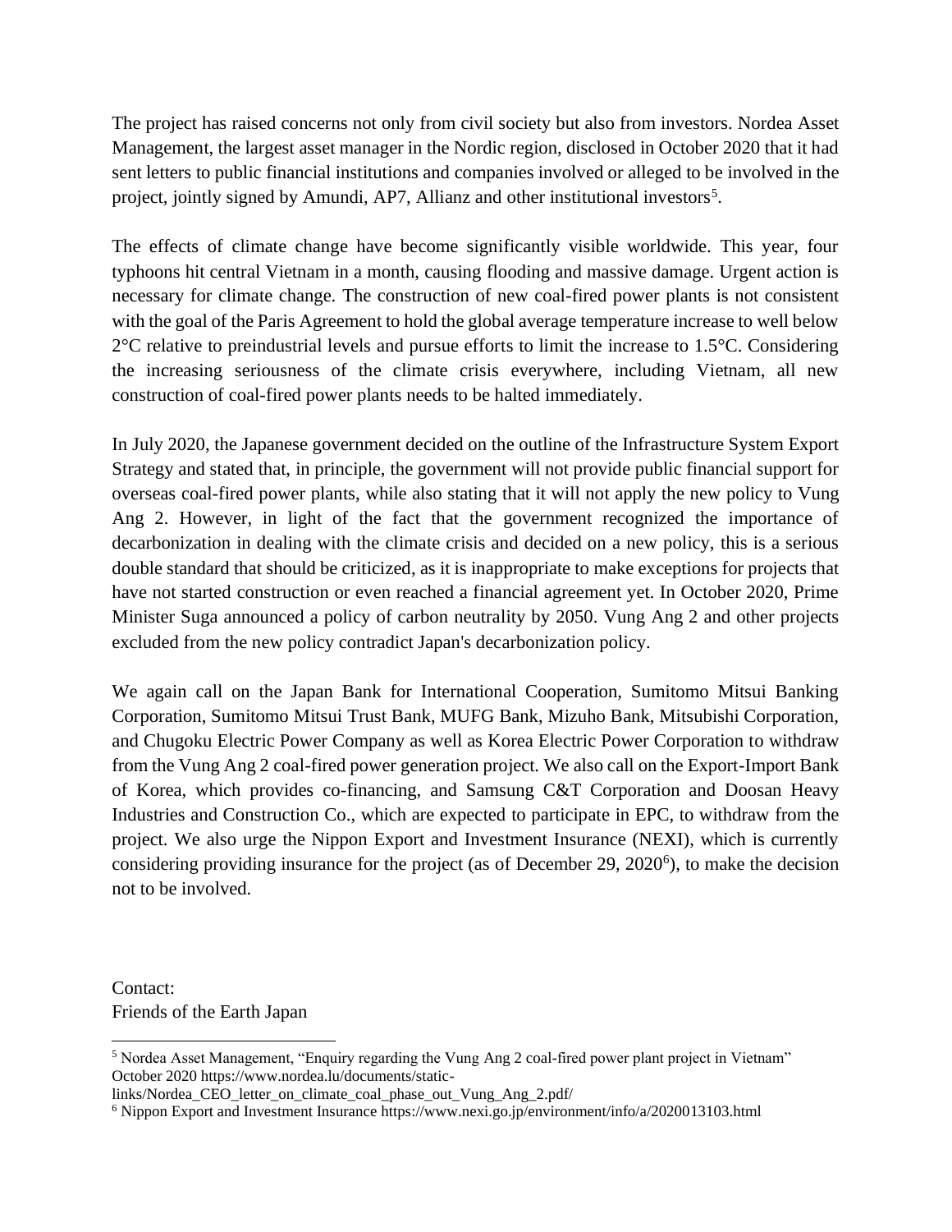The project has raised concerns not only from civil society but also from investors. Nordea Asset Management, the largest asset manager in the Nordic region, disclosed in October 2020 that it had sent letters to public financial institutions and companies involved or alleged to be involved in the project, jointly signed by Amundi, AP7, Allianz and other institutional investors[5].

The effects of climate change have become significantly visible worldwide. This year, four typhoons hit central Vietnam in a month, causing flooding and massive damage. Urgent action is necessary for climate change. The construction of new coal-fired power plants is not consistent with the goal of the Paris Agreement to hold the global average temperature increase to well below 2°C relative to preindustrial levels and pursue efforts to limit the increase to 1.5°C. Considering the increasing seriousness of the climate crisis everywhere, including Vietnam, all new construction of coal-fired power plants needs to be halted immediately.

In July 2020, the Japanese government decided on the outline of the Infrastructure System Export Strategy and stated that, in principle, the government will not provide public financial support for overseas coal-fired power plants, while also stating that it will not apply the new policy to Vung Ang 2. However, in light of the fact that the government recognized the importance of decarbonization in dealing with the climate crisis and decided on a new policy, this is a serious double standard that should be criticized, as it is inappropriate to make exceptions for projects that have not started construction or even reached a financial agreement yet. In October 2020, Prime Minister Suga announced a policy of carbon neutrality by 2050. Vung Ang 2 and other projects excluded from the new policy contradict Japan's decarbonization policy.

We again call on the Japan Bank for International Cooperation, Sumitomo Mitsui Banking Corporation, Sumitomo Mitsui Trust Bank, MUFG Bank, Mizuho Bank, Mitsubishi Corporation, and Chugoku Electric Power Company as well as Korea Electric Power Corporation to withdraw from the Vung Ang 2 coal-fired power generation project. We also call on the Export-Import Bank of Korea, which provides co-financing, and Samsung C&T Corporation and Doosan Heavy Industries and Construction Co., which are expected to participate in EPC, to withdraw from the project. We also urge the Nippon Export and Investment Insurance (NEXI), which is currently considering providing insurance for the project (as of December 29, 2020[6]), to make the decision not to be involved.

Contact:
Friends of the Earth Japan

---

[5] Nordea Asset Management, "Enquiry regarding the Vung Ang 2 coal-fired power plant project in Vietnam" October 2020 https://www.nordea.lu/documents/static-links/Nordea_CEO_letter_on_climate_coal_phase_out_Vung_Ang_2.pdf/

[6] Nippon Export and Investment Insurance https://www.nexi.go.jp/environment/info/a/2020013103.html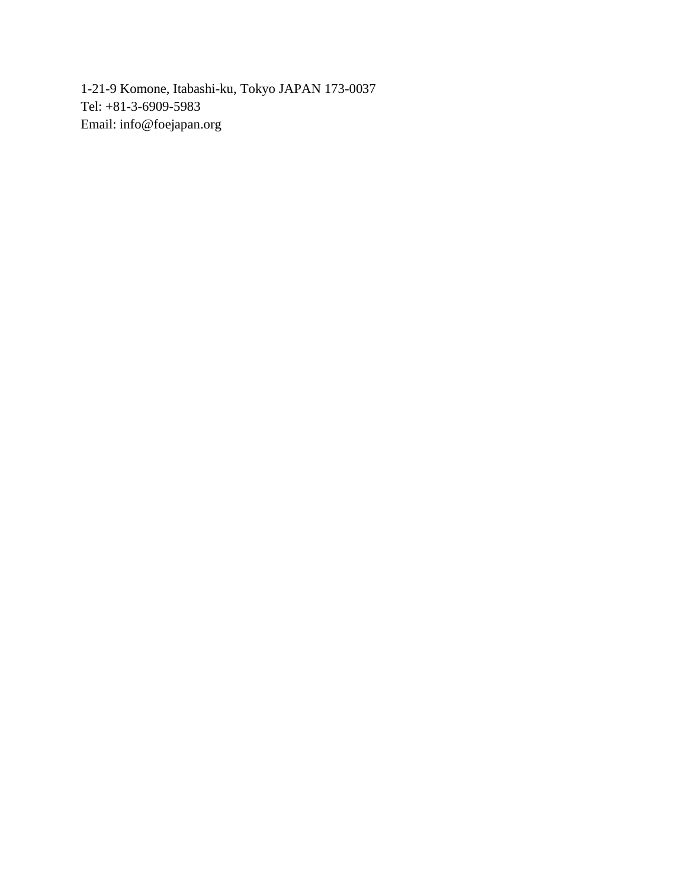1-21-9 Komone, Itabashi-ku, Tokyo JAPAN 173-0037
Tel: +81-3-6909-5983
Email: info@foejapan.org